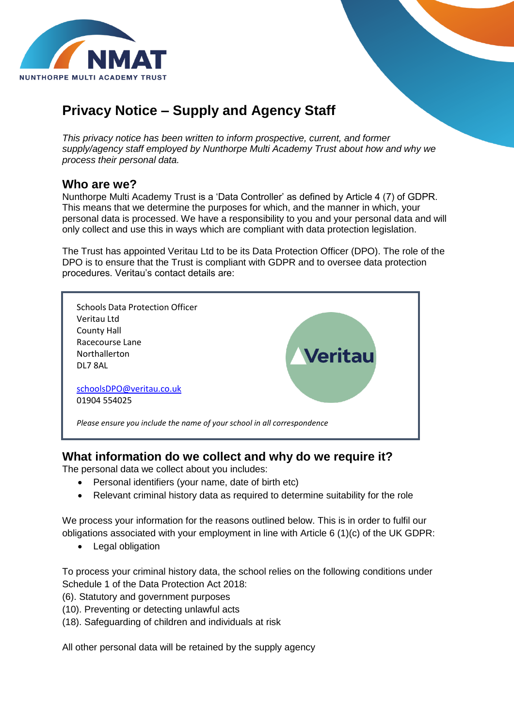NUNTHORPE MULTI ACADEMY TRUST

# Privacy Notice – Supply and Agency Staff

*This privacy notice has been written to inform prospective, current, and former supply/agency staff employed by Nunthorpe Multi Academy Trust about how and why we process their personal data.*

## Who are we?

Nunthorpe Multi Academy Trust is a 'Data Controller' as defined by Article 4 (7) of GDPR. This means that we determine the purposes for which, and the manner in which, your personal data is processed. We have a responsibility to you and your personal data and will only collect and use this in ways which are compliant with data protection legislation.

The Trust has appointed Veritau Ltd to be its Data Protection Officer (DPO). The role of the DPO is to ensure that the Trust is compliant with GDPR and to oversee data protection procedures. Veritau's contact details are:

Schools Data Protection Officer
Veritau Ltd
County Hall
Racecourse Lane
Northallerton
DL7 8AL

schoolsDPO@veritau.co.uk
01904 554025

*Please ensure you include the name of your school in all correspondence*

## What information do we collect and why do we require it?

The personal data we collect about you includes:

- Personal identifiers (your name, date of birth etc)
- Relevant criminal history data as required to determine suitability for the role

We process your information for the reasons outlined below. This is in order to fulfil our obligations associated with your employment in line with Article 6 (1)(c) of the UK GDPR:

- Legal obligation

To process your criminal history data, the school relies on the following conditions under Schedule 1 of the Data Protection Act 2018:
(6). Statutory and government purposes
(10). Preventing or detecting unlawful acts
(18). Safeguarding of children and individuals at risk

All other personal data will be retained by the supply agency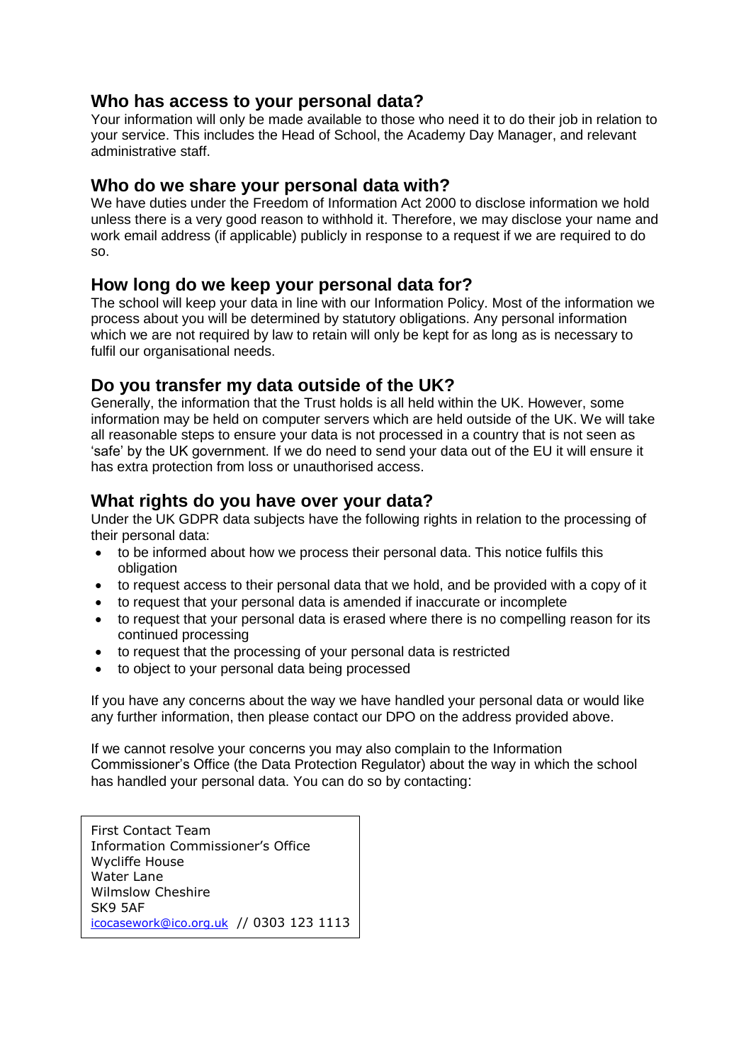## Who has access to your personal data?

Your information will only be made available to those who need it to do their job in relation to your service. This includes the Head of School, the Academy Day Manager, and relevant administrative staff.

## Who do we share your personal data with?

We have duties under the Freedom of Information Act 2000 to disclose information we hold unless there is a very good reason to withhold it. Therefore, we may disclose your name and work email address (if applicable) publicly in response to a request if we are required to do so.

## How long do we keep your personal data for?

The school will keep your data in line with our Information Policy. Most of the information we process about you will be determined by statutory obligations. Any personal information which we are not required by law to retain will only be kept for as long as is necessary to fulfil our organisational needs.

## Do you transfer my data outside of the UK?

Generally, the information that the Trust holds is all held within the UK. However, some information may be held on computer servers which are held outside of the UK. We will take all reasonable steps to ensure your data is not processed in a country that is not seen as 'safe' by the UK government. If we do need to send your data out of the EU it will ensure it has extra protection from loss or unauthorised access.

## What rights do you have over your data?

Under the UK GDPR data subjects have the following rights in relation to the processing of their personal data:

- to be informed about how we process their personal data. This notice fulfils this obligation
- to request access to their personal data that we hold, and be provided with a copy of it
- to request that your personal data is amended if inaccurate or incomplete
- to request that your personal data is erased where there is no compelling reason for its continued processing
- to request that the processing of your personal data is restricted
- to object to your personal data being processed

If you have any concerns about the way we have handled your personal data or would like any further information, then please contact our DPO on the address provided above.

If we cannot resolve your concerns you may also complain to the Information Commissioner's Office (the Data Protection Regulator) about the way in which the school has handled your personal data. You can do so by contacting:

First Contact Team
Information Commissioner's Office
Wycliffe House
Water Lane
Wilmslow Cheshire
SK9 5AF
icocasework@ico.org.uk // 0303 123 1113